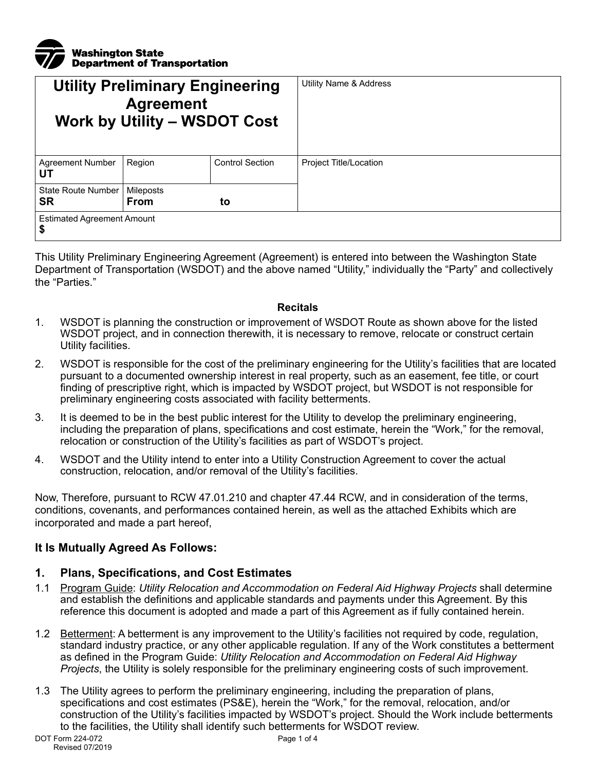Washington State Department of Transportation

| Utility Preliminary Engineering Agreement Work by Utility – WSDOT Cost | | | Utility Name & Address |
|---|---|---|---|
| Agreement Number **UT** | Region | Control Section | Project Title/Location |
| State Route Number **SR** | Mileposts **From** **to** | | |
| Estimated Agreement Amount **$** | | | |

This Utility Preliminary Engineering Agreement (Agreement) is entered into between the Washington State Department of Transportation (WSDOT) and the above named "Utility," individually the "Party" and collectively the "Parties."

**Recitals**

1. WSDOT is planning the construction or improvement of WSDOT Route as shown above for the listed WSDOT project, and in connection therewith, it is necessary to remove, relocate or construct certain Utility facilities.
2. WSDOT is responsible for the cost of the preliminary engineering for the Utility's facilities that are located pursuant to a documented ownership interest in real property, such as an easement, fee title, or court finding of prescriptive right, which is impacted by WSDOT project, but WSDOT is not responsible for preliminary engineering costs associated with facility betterments.
3. It is deemed to be in the best public interest for the Utility to develop the preliminary engineering, including the preparation of plans, specifications and cost estimate, herein the "Work," for the removal, relocation or construction of the Utility's facilities as part of WSDOT's project.
4. WSDOT and the Utility intend to enter into a Utility Construction Agreement to cover the actual construction, relocation, and/or removal of the Utility's facilities.

Now, Therefore, pursuant to RCW 47.01.210 and chapter 47.44 RCW, and in consideration of the terms, conditions, covenants, and performances contained herein, as well as the attached Exhibits which are incorporated and made a part hereof,

### It Is Mutually Agreed As Follows:

### 1. Plans, Specifications, and Cost Estimates

1.1 Program Guide: *Utility Relocation and Accommodation on Federal Aid Highway Projects* shall determine and establish the definitions and applicable standards and payments under this Agreement. By this reference this document is adopted and made a part of this Agreement as if fully contained herein.

1.2 Betterment: A betterment is any improvement to the Utility's facilities not required by code, regulation, standard industry practice, or any other applicable regulation. If any of the Work constitutes a betterment as defined in the Program Guide: *Utility Relocation and Accommodation on Federal Aid Highway Projects*, the Utility is solely responsible for the preliminary engineering costs of such improvement.

1.3 The Utility agrees to perform the preliminary engineering, including the preparation of plans, specifications and cost estimates (PS&E), herein the "Work," for the removal, relocation, and/or construction of the Utility's facilities impacted by WSDOT's project. Should the Work include betterments to the facilities, the Utility shall identify such betterments for WSDOT review.

DOT Form 224-072
Revised 07/2019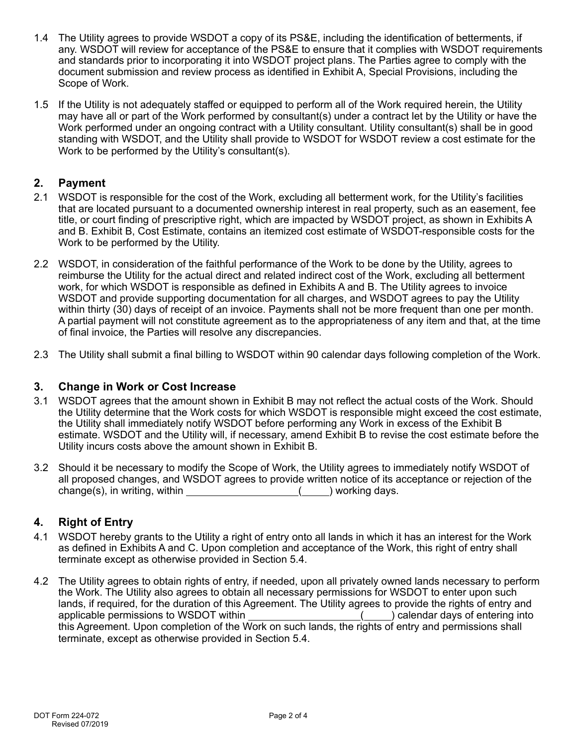1.4 The Utility agrees to provide WSDOT a copy of its PS&E, including the identification of betterments, if any. WSDOT will review for acceptance of the PS&E to ensure that it complies with WSDOT requirements and standards prior to incorporating it into WSDOT project plans. The Parties agree to comply with the document submission and review process as identified in Exhibit A, Special Provisions, including the Scope of Work.

1.5 If the Utility is not adequately staffed or equipped to perform all of the Work required herein, the Utility may have all or part of the Work performed by consultant(s) under a contract let by the Utility or have the Work performed under an ongoing contract with a Utility consultant. Utility consultant(s) shall be in good standing with WSDOT, and the Utility shall provide to WSDOT for WSDOT review a cost estimate for the Work to be performed by the Utility's consultant(s).

## 2. Payment

2.1 WSDOT is responsible for the cost of the Work, excluding all betterment work, for the Utility's facilities that are located pursuant to a documented ownership interest in real property, such as an easement, fee title, or court finding of prescriptive right, which are impacted by WSDOT project, as shown in Exhibits A and B. Exhibit B, Cost Estimate, contains an itemized cost estimate of WSDOT-responsible costs for the Work to be performed by the Utility.

2.2 WSDOT, in consideration of the faithful performance of the Work to be done by the Utility, agrees to reimburse the Utility for the actual direct and related indirect cost of the Work, excluding all betterment work, for which WSDOT is responsible as defined in Exhibits A and B. The Utility agrees to invoice WSDOT and provide supporting documentation for all charges, and WSDOT agrees to pay the Utility within thirty (30) days of receipt of an invoice. Payments shall not be more frequent than one per month. A partial payment will not constitute agreement as to the appropriateness of any item and that, at the time of final invoice, the Parties will resolve any discrepancies.

2.3 The Utility shall submit a final billing to WSDOT within 90 calendar days following completion of the Work.

## 3. Change in Work or Cost Increase

3.1 WSDOT agrees that the amount shown in Exhibit B may not reflect the actual costs of the Work. Should the Utility determine that the Work costs for which WSDOT is responsible might exceed the cost estimate, the Utility shall immediately notify WSDOT before performing any Work in excess of the Exhibit B estimate. WSDOT and the Utility will, if necessary, amend Exhibit B to revise the cost estimate before the Utility incurs costs above the amount shown in Exhibit B.

3.2 Should it be necessary to modify the Scope of Work, the Utility agrees to immediately notify WSDOT of all proposed changes, and WSDOT agrees to provide written notice of its acceptance or rejection of the change(s), in writing, within ____________________(_____) working days.

## 4. Right of Entry

4.1 WSDOT hereby grants to the Utility a right of entry onto all lands in which it has an interest for the Work as defined in Exhibits A and C. Upon completion and acceptance of the Work, this right of entry shall terminate except as otherwise provided in Section 5.4.

4.2 The Utility agrees to obtain rights of entry, if needed, upon all privately owned lands necessary to perform the Work. The Utility also agrees to obtain all necessary permissions for WSDOT to enter upon such lands, if required, for the duration of this Agreement. The Utility agrees to provide the rights of entry and applicable permissions to WSDOT within ____________________(_____) calendar days of entering into this Agreement. Upon completion of the Work on such lands, the rights of entry and permissions shall terminate, except as otherwise provided in Section 5.4.

DOT Form 224-072
Revised 07/2019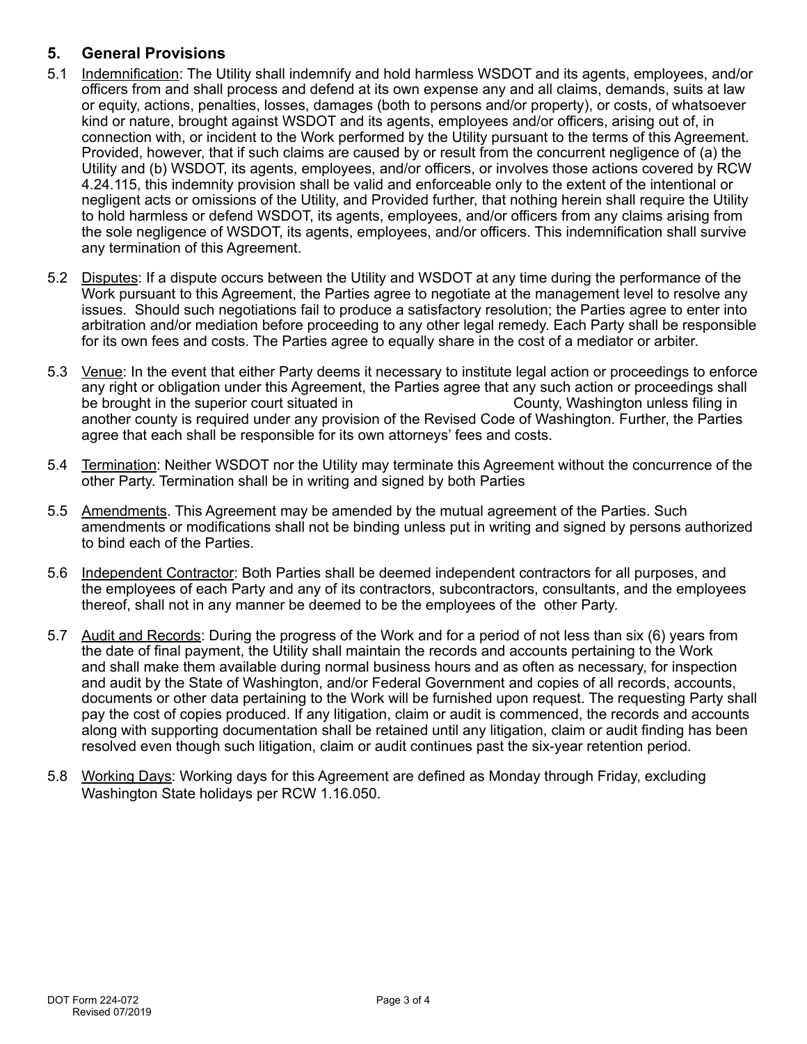## 5. General Provisions

5.1 Indemnification: The Utility shall indemnify and hold harmless WSDOT and its agents, employees, and/or officers from and shall process and defend at its own expense any and all claims, demands, suits at law or equity, actions, penalties, losses, damages (both to persons and/or property), or costs, of whatsoever kind or nature, brought against WSDOT and its agents, employees and/or officers, arising out of, in connection with, or incident to the Work performed by the Utility pursuant to the terms of this Agreement. Provided, however, that if such claims are caused by or result from the concurrent negligence of (a) the Utility and (b) WSDOT, its agents, employees, and/or officers, or involves those actions covered by RCW 4.24.115, this indemnity provision shall be valid and enforceable only to the extent of the intentional or negligent acts or omissions of the Utility, and Provided further, that nothing herein shall require the Utility to hold harmless or defend WSDOT, its agents, employees, and/or officers from any claims arising from the sole negligence of WSDOT, its agents, employees, and/or officers. This indemnification shall survive any termination of this Agreement.

5.2 Disputes: If a dispute occurs between the Utility and WSDOT at any time during the performance of the Work pursuant to this Agreement, the Parties agree to negotiate at the management level to resolve any issues. Should such negotiations fail to produce a satisfactory resolution; the Parties agree to enter into arbitration and/or mediation before proceeding to any other legal remedy. Each Party shall be responsible for its own fees and costs. The Parties agree to equally share in the cost of a mediator or arbiter.

5.3 Venue: In the event that either Party deems it necessary to institute legal action or proceedings to enforce any right or obligation under this Agreement, the Parties agree that any such action or proceedings shall be brought in the superior court situated in                                  County, Washington unless filing in another county is required under any provision of the Revised Code of Washington. Further, the Parties agree that each shall be responsible for its own attorneys' fees and costs.

5.4 Termination: Neither WSDOT nor the Utility may terminate this Agreement without the concurrence of the other Party. Termination shall be in writing and signed by both Parties

5.5 Amendments. This Agreement may be amended by the mutual agreement of the Parties. Such amendments or modifications shall not be binding unless put in writing and signed by persons authorized to bind each of the Parties.

5.6 Independent Contractor: Both Parties shall be deemed independent contractors for all purposes, and the employees of each Party and any of its contractors, subcontractors, consultants, and the employees thereof, shall not in any manner be deemed to be the employees of the other Party.

5.7 Audit and Records: During the progress of the Work and for a period of not less than six (6) years from the date of final payment, the Utility shall maintain the records and accounts pertaining to the Work and shall make them available during normal business hours and as often as necessary, for inspection and audit by the State of Washington, and/or Federal Government and copies of all records, accounts, documents or other data pertaining to the Work will be furnished upon request. The requesting Party shall pay the cost of copies produced. If any litigation, claim or audit is commenced, the records and accounts along with supporting documentation shall be retained until any litigation, claim or audit finding has been resolved even though such litigation, claim or audit continues past the six-year retention period.

5.8 Working Days: Working days for this Agreement are defined as Monday through Friday, excluding Washington State holidays per RCW 1.16.050.

DOT Form 224-072
Revised 07/2019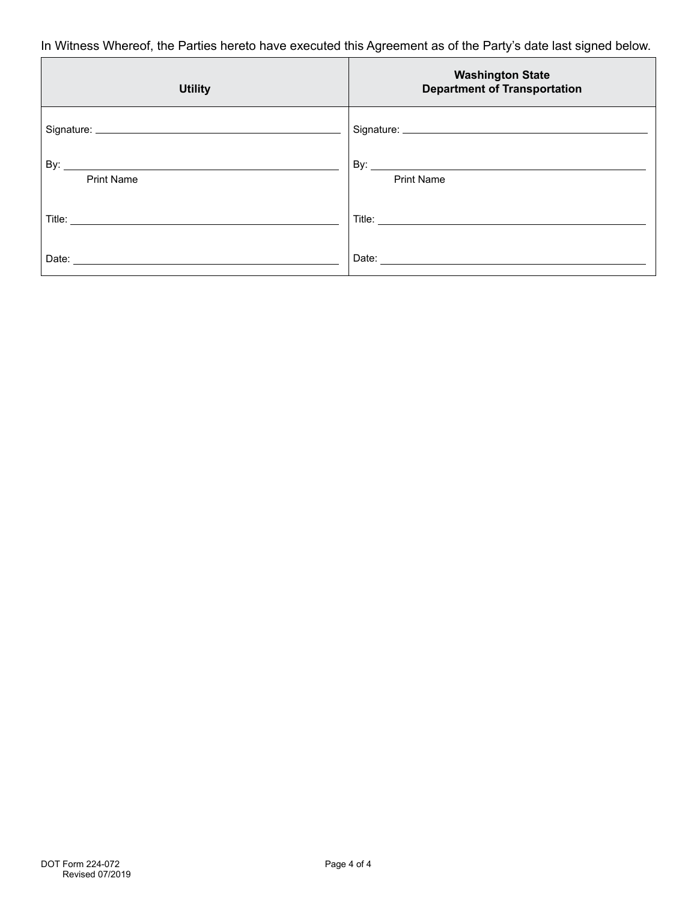In Witness Whereof, the Parties hereto have executed this Agreement as of the Party's date last signed below.

| **Utility** | **Washington State Department of Transportation** |
| --- | --- |
| Signature: ____________________ | Signature: ____________________ |
| By: ____________________<br>Print Name | By: ____________________<br>Print Name |
| Title: ____________________ | Title: ____________________ |
| Date: ____________________ | Date: ____________________ |

DOT Form 224-072
Revised 07/2019